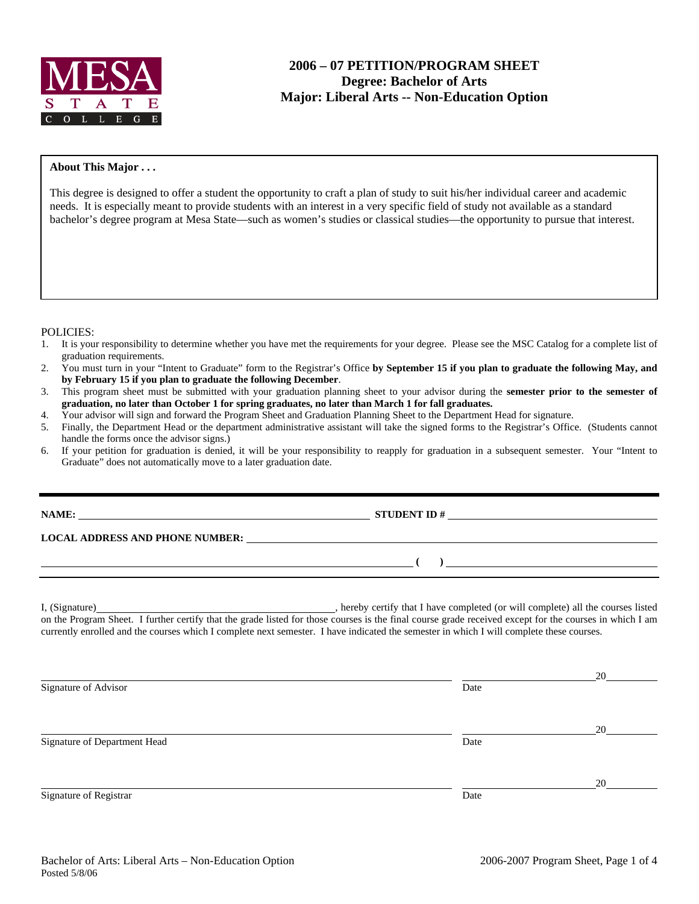MESA STATE COLLEGE

# 2006 – 07 PETITION/PROGRAM SHEET
## Degree: Bachelor of Arts
## Major: Liberal Arts -- Non-Education Option

**About This Major . . .**

This degree is designed to offer a student the opportunity to craft a plan of study to suit his/her individual career and academic needs. It is especially meant to provide students with an interest in a very specific field of study not available as a standard bachelor's degree program at Mesa State—such as women's studies or classical studies—the opportunity to pursue that interest.

POLICIES:

1. It is your responsibility to determine whether you have met the requirements for your degree. Please see the MSC Catalog for a complete list of graduation requirements.
2. You must turn in your "Intent to Graduate" form to the Registrar's Office **by September 15 if you plan to graduate the following May, and by February 15 if you plan to graduate the following December**.
3. This program sheet must be submitted with your graduation planning sheet to your advisor during the **semester prior to the semester of graduation, no later than October 1 for spring graduates, no later than March 1 for fall graduates.**
4. Your advisor will sign and forward the Program Sheet and Graduation Planning Sheet to the Department Head for signature.
5. Finally, the Department Head or the department administrative assistant will take the signed forms to the Registrar's Office. (Students cannot handle the forms once the advisor signs.)
6. If your petition for graduation is denied, it will be your responsibility to reapply for graduation in a subsequent semester. Your "Intent to Graduate" does not automatically move to a later graduation date.

**NAME:** ______________________________ **STUDENT ID #** ______________________________

**LOCAL ADDRESS AND PHONE NUMBER:** ______________________________

______________________________ **( )** ______________________________

I, (Signature)______________________________, hereby certify that I have completed (or will complete) all the courses listed on the Program Sheet. I further certify that the grade listed for those courses is the final course grade received except for the courses in which I am currently enrolled and the courses which I complete next semester. I have indicated the semester in which I will complete these courses.

______________________________ ______________20______
Signature of Advisor Date

______________________________ ______________20______
Signature of Department Head Date

______________________________ ______________20______
Signature of Registrar Date

Bachelor of Arts: Liberal Arts – Non-Education Option
Posted 5/8/06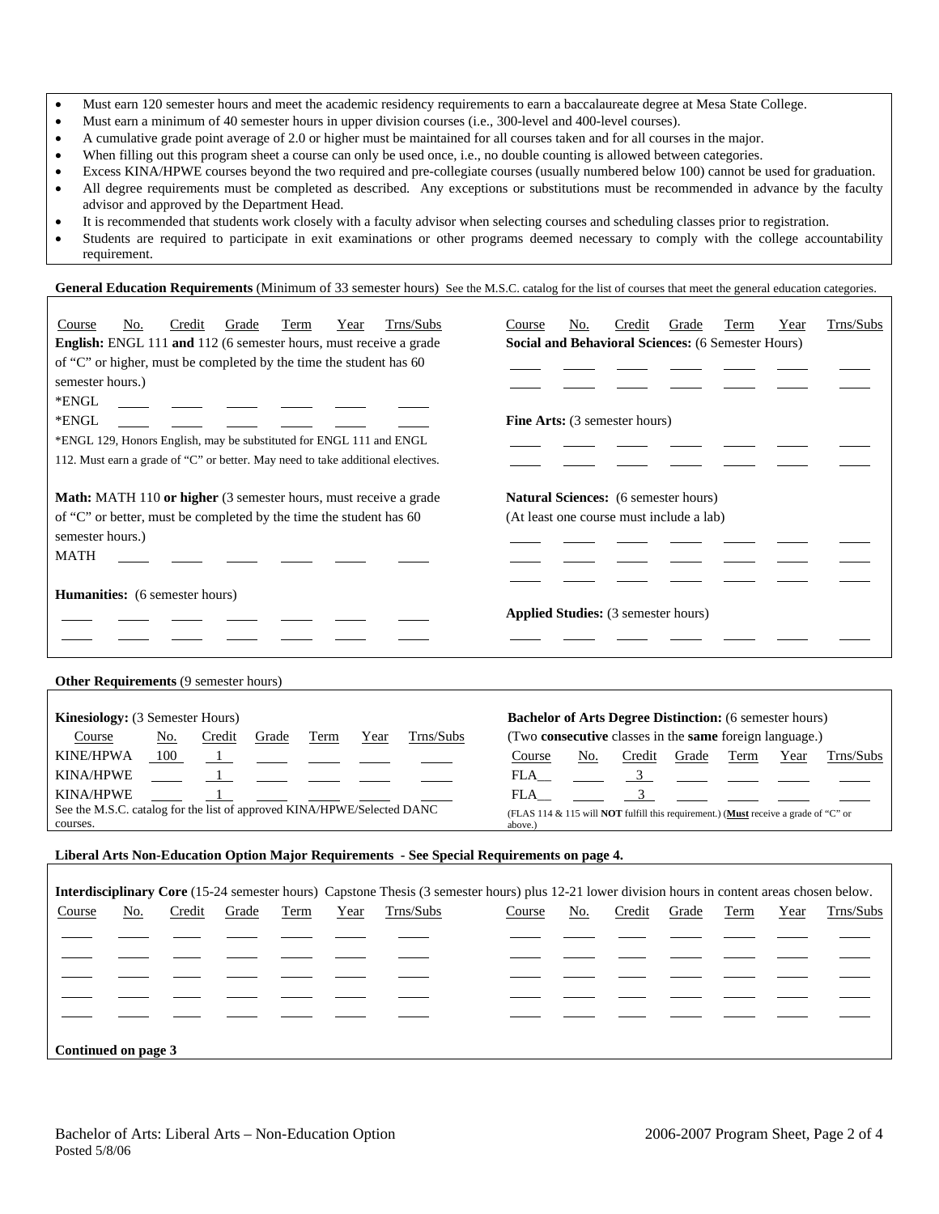- Must earn 120 semester hours and meet the academic residency requirements to earn a baccalaureate degree at Mesa State College.
- Must earn a minimum of 40 semester hours in upper division courses (i.e., 300-level and 400-level courses).
- A cumulative grade point average of 2.0 or higher must be maintained for all courses taken and for all courses in the major.
- When filling out this program sheet a course can only be used once, i.e., no double counting is allowed between categories.
- Excess KINA/HPWE courses beyond the two required and pre-collegiate courses (usually numbered below 100) cannot be used for graduation.
- All degree requirements must be completed as described. Any exceptions or substitutions must be recommended in advance by the faculty advisor and approved by the Department Head.
- It is recommended that students work closely with a faculty advisor when selecting courses and scheduling classes prior to registration.
- Students are required to participate in exit examinations or other programs deemed necessary to comply with the college accountability requirement.

**General Education Requirements** (Minimum of 33 semester hours) See the M.S.C. catalog for the list of courses that meet the general education categories.

| Course | No. | Credit | Grade | Term | Year | Trns/Subs |
|---|---|---|---|---|---|---|

**English:** ENGL 111 **and** 112 (6 semester hours, must receive a grade of "C" or higher, must be completed by the time the student has 60 semester hours.)

| Course | No. | Credit | Grade | Term | Year | Trns/Subs |
|---|---|---|---|---|---|---|
| *ENGL | | | | | | |
| *ENGL | | | | | | |

*ENGL 129, Honors English, may be substituted for ENGL 111 and ENGL 112. Must earn a grade of "C" or better. May need to take additional electives.

**Math:** MATH 110 **or higher** (3 semester hours, must receive a grade of "C" or better, must be completed by the time the student has 60 semester hours.)

| Course | No. | Credit | Grade | Term | Year | Trns/Subs |
|---|---|---|---|---|---|---|
| MATH | | | | | | |

**Humanities:** (6 semester hours)

| Course | No. | Credit | Grade | Term | Year | Trns/Subs |
|---|---|---|---|---|---|---|
| | | | | | | |
| | | | | | | |

**Social and Behavioral Sciences:** (6 Semester Hours)

| Course | No. | Credit | Grade | Term | Year | Trns/Subs |
|---|---|---|---|---|---|---|
| | | | | | | |
| | | | | | | |

**Fine Arts:** (3 semester hours)

| Course | No. | Credit | Grade | Term | Year | Trns/Subs |
|---|---|---|---|---|---|---|
| | | | | | | |
| | | | | | | |

**Natural Sciences:** (6 semester hours)
(At least one course must include a lab)

| Course | No. | Credit | Grade | Term | Year | Trns/Subs |
|---|---|---|---|---|---|---|
| | | | | | | |
| | | | | | | |
| | | | | | | |

**Applied Studies:** (3 semester hours)

| Course | No. | Credit | Grade | Term | Year | Trns/Subs |
|---|---|---|---|---|---|---|
| | | | | | | |

**Other Requirements** (9 semester hours)

**Kinesiology:** (3 Semester Hours)

| Course | No. | Credit | Grade | Term | Year | Trns/Subs |
|---|---|---|---|---|---|---|
| KINE/HPWA | 100 | 1 | | | | |
| KINA/HPWE | | 1 | | | | |
| KINA/HPWE | | 1 | | | | |

See the M.S.C. catalog for the list of approved KINA/HPWE/Selected DANC courses.

**Bachelor of Arts Degree Distinction:** (6 semester hours)
(Two **consecutive** classes in the **same** foreign language.)

| Course | No. | Credit | Grade | Term | Year | Trns/Subs |
|---|---|---|---|---|---|---|
| FLA__ | | 3 | | | | |
| FLA__ | | 3 | | | | |

(FLAS 114 & 115 will **NOT** fulfill this requirement.) (**Must** receive a grade of "C" or above.)

**Liberal Arts Non-Education Option Major Requirements - See Special Requirements on page 4.**

**Interdisciplinary Core** (15-24 semester hours) Capstone Thesis (3 semester hours) plus 12-21 lower division hours in content areas chosen below.

| Course | No. | Credit | Grade | Term | Year | Trns/Subs | Course | No. | Credit | Grade | Term | Year | Trns/Subs |
|---|---|---|---|---|---|---|---|---|---|---|---|---|---|
| | | | | | | | | | | | | | |
| | | | | | | | | | | | | | |
| | | | | | | | | | | | | | |
| | | | | | | | | | | | | | |
| | | | | | | | | | | | | | |

**Continued on page 3**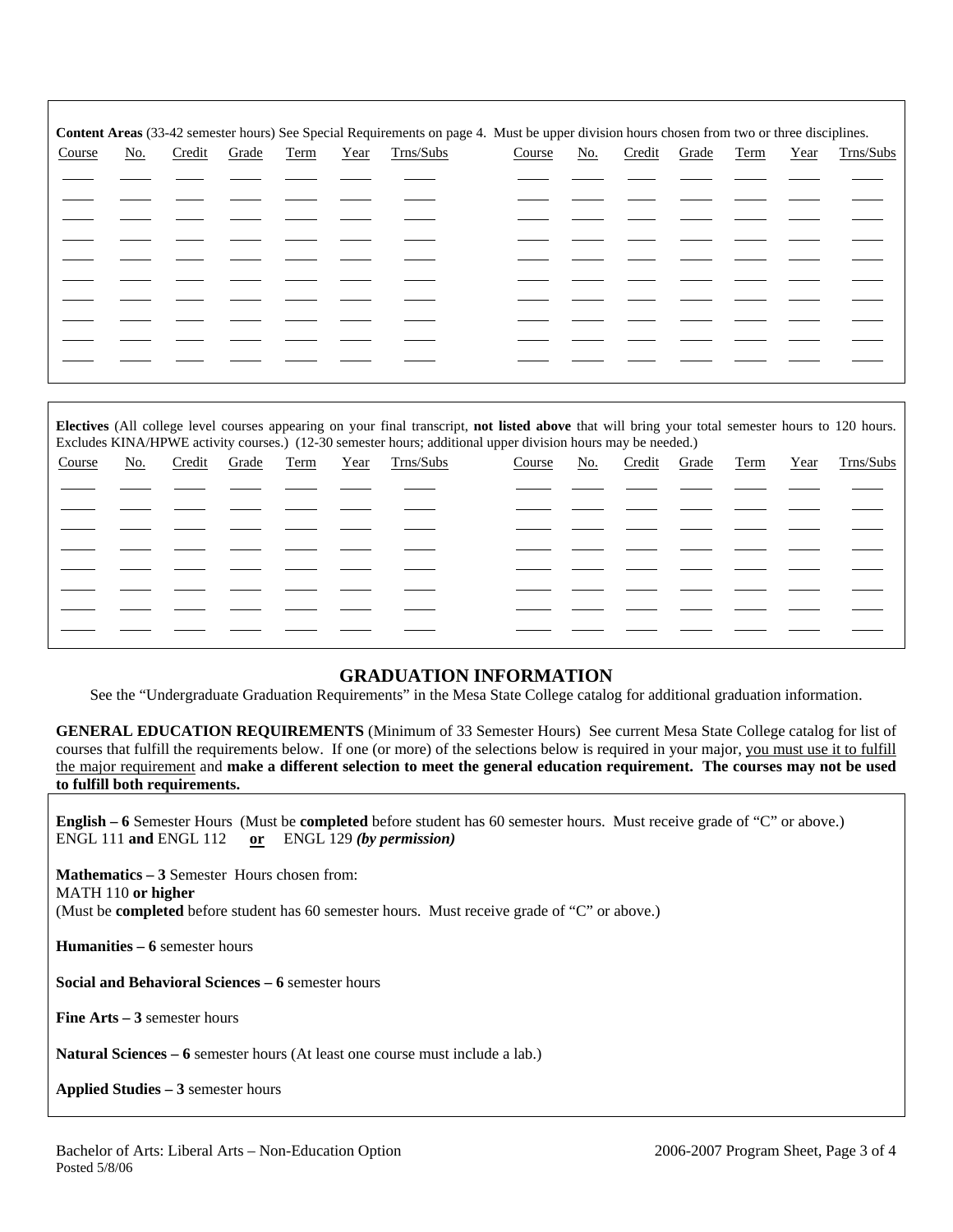**Content Areas** (33-42 semester hours) See Special Requirements on page 4. Must be upper division hours chosen from two or three disciplines.

| Course | No. | Credit | Grade | Term | Year | Trns/Subs | Course | No. | Credit | Grade | Term | Year | Trns/Subs |
|---|---|---|---|---|---|---|---|---|---|---|---|---|---|
| | | | | | | | | | | | | | |
| | | | | | | | | | | | | | |
| | | | | | | | | | | | | | |
| | | | | | | | | | | | | | |
| | | | | | | | | | | | | | |
| | | | | | | | | | | | | | |
| | | | | | | | | | | | | | |
| | | | | | | | | | | | | | |
| | | | | | | | | | | | | | |
| | | | | | | | | | | | | | |

**Electives** (All college level courses appearing on your final transcript, **not listed above** that will bring your total semester hours to 120 hours. Excludes KINA/HPWE activity courses.) (12-30 semester hours; additional upper division hours may be needed.)

| Course | No. | Credit | Grade | Term | Year | Trns/Subs | Course | No. | Credit | Grade | Term | Year | Trns/Subs |
|---|---|---|---|---|---|---|---|---|---|---|---|---|---|
| | | | | | | | | | | | | | |
| | | | | | | | | | | | | | |
| | | | | | | | | | | | | | |
| | | | | | | | | | | | | | |
| | | | | | | | | | | | | | |
| | | | | | | | | | | | | | |
| | | | | | | | | | | | | | |
| | | | | | | | | | | | | | |

## GRADUATION INFORMATION

See the "Undergraduate Graduation Requirements" in the Mesa State College catalog for additional graduation information.

**GENERAL EDUCATION REQUIREMENTS** (Minimum of 33 Semester Hours) See current Mesa State College catalog for list of courses that fulfill the requirements below. If one (or more) of the selections below is required in your major, you must use it to fulfill the major requirement and **make a different selection to meet the general education requirement. The courses may not be used to fulfill both requirements.**

**English – 6** Semester Hours (Must be **completed** before student has 60 semester hours. Must receive grade of "C" or above.)
ENGL 111 **and** ENGL 112 **or** ENGL 129 ***(by permission)***

**Mathematics – 3** Semester Hours chosen from:
MATH 110 **or higher**
(Must be **completed** before student has 60 semester hours. Must receive grade of "C" or above.)

**Humanities – 6** semester hours

**Social and Behavioral Sciences – 6** semester hours

**Fine Arts – 3** semester hours

**Natural Sciences – 6** semester hours (At least one course must include a lab.)

**Applied Studies – 3** semester hours

Bachelor of Arts: Liberal Arts – Non-Education Option
Posted 5/8/06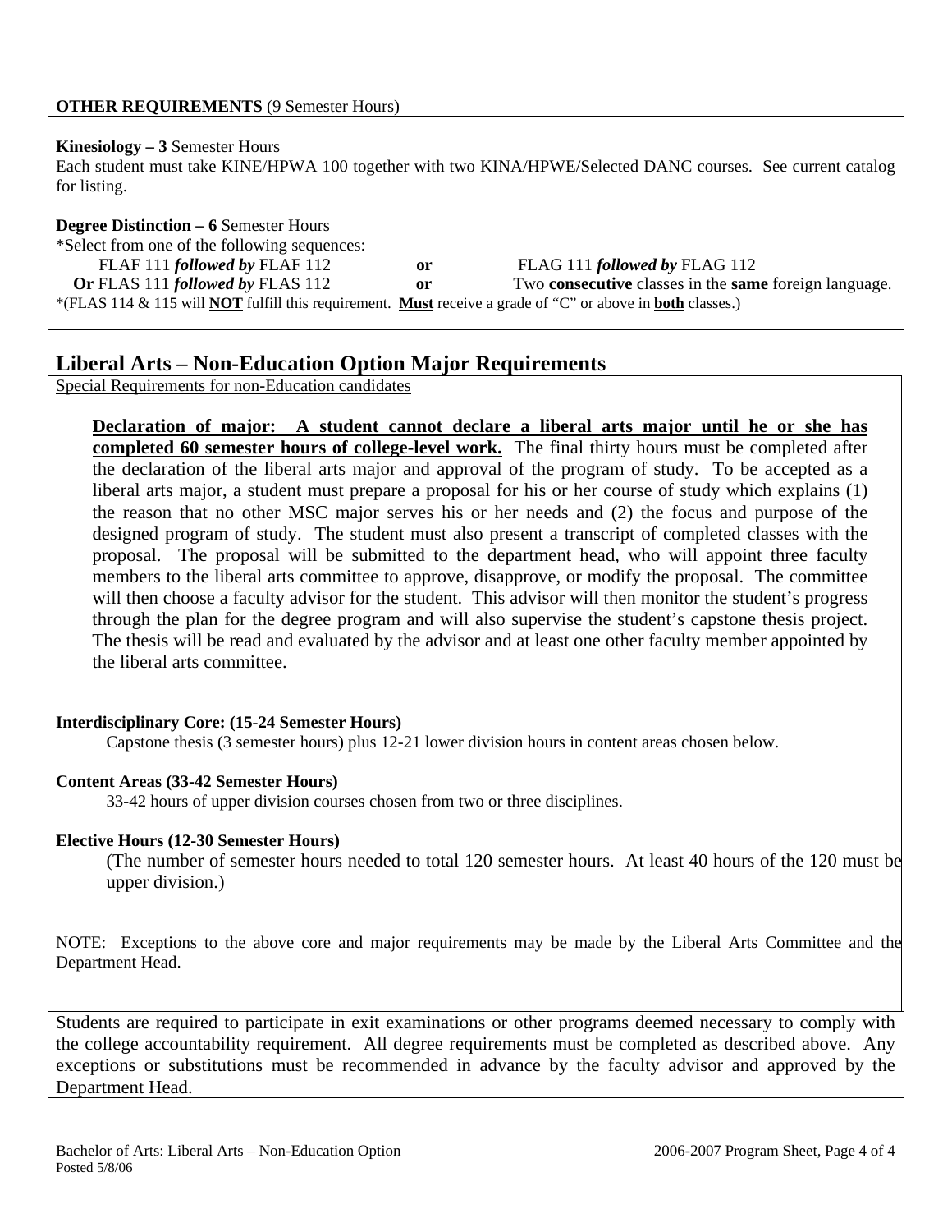**OTHER REQUIREMENTS** (9 Semester Hours)

**Kinesiology – 3** Semester Hours

Each student must take KINE/HPWA 100 together with two KINA/HPWE/Selected DANC courses. See current catalog for listing.

**Degree Distinction – 6** Semester Hours

*Select from one of the following sequences:

FLAF 111 ***followed by*** FLAF 112 **or** FLAG 111 ***followed by*** FLAG 112

**Or** FLAS 111 ***followed by*** FLAS 112 **or** Two **consecutive** classes in the **same** foreign language.

*(FLAS 114 & 115 will **NOT** fulfill this requirement. **Must** receive a grade of "C" or above in **both** classes.)

## Liberal Arts – Non-Education Option Major Requirements

Special Requirements for non-Education candidates

**Declaration of major: A student cannot declare a liberal arts major until he or she has completed 60 semester hours of college-level work.** The final thirty hours must be completed after the declaration of the liberal arts major and approval of the program of study. To be accepted as a liberal arts major, a student must prepare a proposal for his or her course of study which explains (1) the reason that no other MSC major serves his or her needs and (2) the focus and purpose of the designed program of study. The student must also present a transcript of completed classes with the proposal. The proposal will be submitted to the department head, who will appoint three faculty members to the liberal arts committee to approve, disapprove, or modify the proposal. The committee will then choose a faculty advisor for the student. This advisor will then monitor the student's progress through the plan for the degree program and will also supervise the student's capstone thesis project. The thesis will be read and evaluated by the advisor and at least one other faculty member appointed by the liberal arts committee.

**Interdisciplinary Core: (15-24 Semester Hours)**

Capstone thesis (3 semester hours) plus 12-21 lower division hours in content areas chosen below.

**Content Areas (33-42 Semester Hours)**

33-42 hours of upper division courses chosen from two or three disciplines.

**Elective Hours (12-30 Semester Hours)**

(The number of semester hours needed to total 120 semester hours. At least 40 hours of the 120 must be upper division.)

NOTE: Exceptions to the above core and major requirements may be made by the Liberal Arts Committee and the Department Head.

Students are required to participate in exit examinations or other programs deemed necessary to comply with the college accountability requirement. All degree requirements must be completed as described above. Any exceptions or substitutions must be recommended in advance by the faculty advisor and approved by the Department Head.